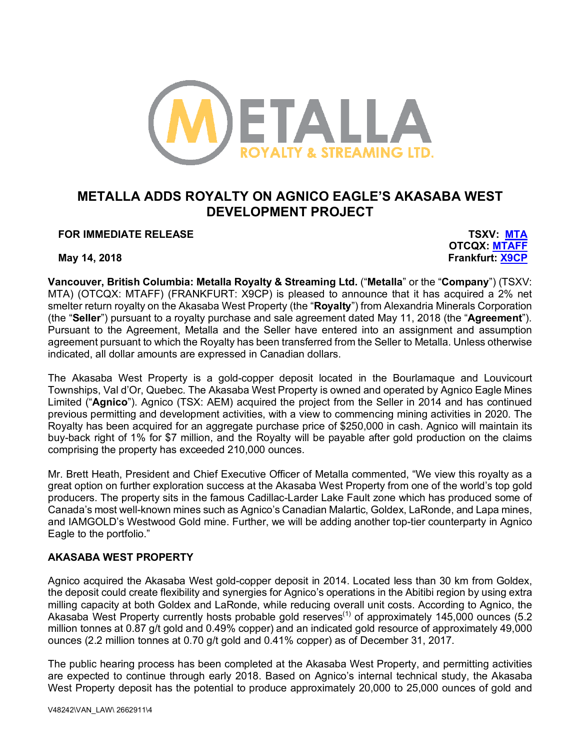# METALLA ADDS ROYALTY ON AGNICO EAGLE'S AKASABA WEST DEVELOPMENT PROJECT

**FOR IMMEDIATE RELEASE**

**May 14, 2018**

**TSXV: MTA**
**OTCQX: MTAFF**
**Frankfurt: X9CP**

**Vancouver, British Columbia: Metalla Royalty & Streaming Ltd.** ("**Metalla**" or the "**Company**") (TSXV: MTA) (OTCQX: MTAFF) (FRANKFURT: X9CP) is pleased to announce that it has acquired a 2% net smelter return royalty on the Akasaba West Property (the "**Royalty**") from Alexandria Minerals Corporation (the "**Seller**") pursuant to a royalty purchase and sale agreement dated May 11, 2018 (the "**Agreement**"). Pursuant to the Agreement, Metalla and the Seller have entered into an assignment and assumption agreement pursuant to which the Royalty has been transferred from the Seller to Metalla. Unless otherwise indicated, all dollar amounts are expressed in Canadian dollars.

The Akasaba West Property is a gold-copper deposit located in the Bourlamaque and Louvicourt Townships, Val d'Or, Quebec. The Akasaba West Property is owned and operated by Agnico Eagle Mines Limited ("**Agnico**"). Agnico (TSX: AEM) acquired the project from the Seller in 2014 and has continued previous permitting and development activities, with a view to commencing mining activities in 2020. The Royalty has been acquired for an aggregate purchase price of $250,000 in cash. Agnico will maintain its buy-back right of 1% for $7 million, and the Royalty will be payable after gold production on the claims comprising the property has exceeded 210,000 ounces.

Mr. Brett Heath, President and Chief Executive Officer of Metalla commented, "We view this royalty as a great option on further exploration success at the Akasaba West Property from one of the world's top gold producers. The property sits in the famous Cadillac-Larder Lake Fault zone which has produced some of Canada's most well-known mines such as Agnico's Canadian Malartic, Goldex, LaRonde, and Lapa mines, and IAMGOLD's Westwood Gold mine. Further, we will be adding another top-tier counterparty in Agnico Eagle to the portfolio."

## AKASABA WEST PROPERTY

Agnico acquired the Akasaba West gold-copper deposit in 2014. Located less than 30 km from Goldex, the deposit could create flexibility and synergies for Agnico's operations in the Abitibi region by using extra milling capacity at both Goldex and LaRonde, while reducing overall unit costs. According to Agnico, the Akasaba West Property currently hosts probable gold reserves[(1)] of approximately 145,000 ounces (5.2 million tonnes at 0.87 g/t gold and 0.49% copper) and an indicated gold resource of approximately 49,000 ounces (2.2 million tonnes at 0.70 g/t gold and 0.41% copper) as of December 31, 2017.

The public hearing process has been completed at the Akasaba West Property, and permitting activities are expected to continue through early 2018. Based on Agnico's internal technical study, the Akasaba West Property deposit has the potential to produce approximately 20,000 to 25,000 ounces of gold and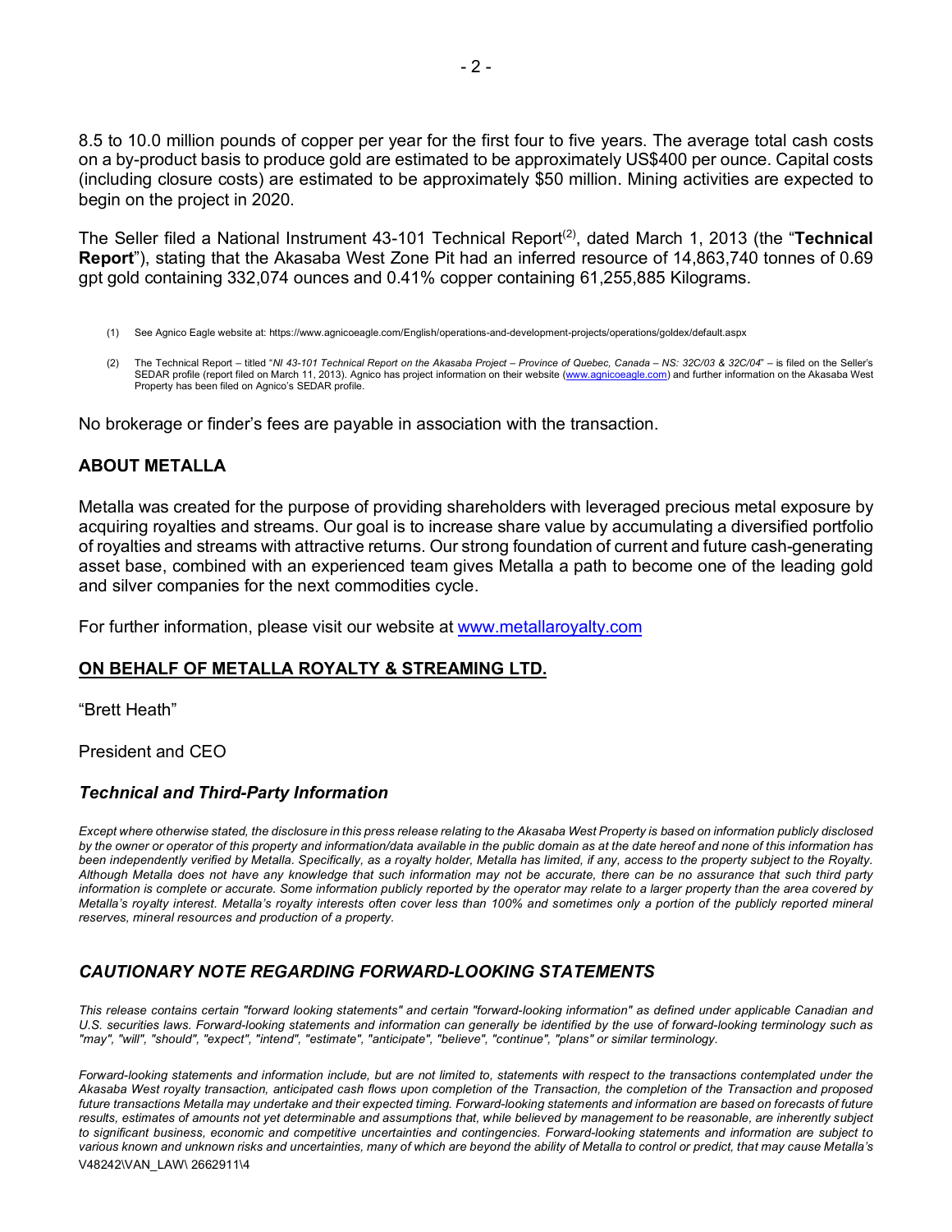8.5 to 10.0 million pounds of copper per year for the first four to five years. The average total cash costs on a by-product basis to produce gold are estimated to be approximately US$400 per ounce. Capital costs (including closure costs) are estimated to be approximately $50 million. Mining activities are expected to begin on the project in 2020.

The Seller filed a National Instrument 43-101 Technical Report[2], dated March 1, 2013 (the "**Technical Report**"), stating that the Akasaba West Zone Pit had an inferred resource of 14,863,740 tonnes of 0.69 gpt gold containing 332,074 ounces and 0.41% copper containing 61,255,885 Kilograms.

(1) See Agnico Eagle website at: https://www.agnicoeagle.com/English/operations-and-development-projects/operations/goldex/default.aspx

(2) The Technical Report – titled "*NI 43-101 Technical Report on the Akasaba Project – Province of Quebec, Canada – NS: 32C/03 & 32C/04*" – is filed on the Seller's SEDAR profile (report filed on March 11, 2013). Agnico has project information on their website (www.agnicoeagle.com) and further information on the Akasaba West Property has been filed on Agnico's SEDAR profile.

No brokerage or finder's fees are payable in association with the transaction.

## ABOUT METALLA

Metalla was created for the purpose of providing shareholders with leveraged precious metal exposure by acquiring royalties and streams. Our goal is to increase share value by accumulating a diversified portfolio of royalties and streams with attractive returns. Our strong foundation of current and future cash-generating asset base, combined with an experienced team gives Metalla a path to become one of the leading gold and silver companies for the next commodities cycle.

For further information, please visit our website at www.metallaroyalty.com

## ON BEHALF OF METALLA ROYALTY & STREAMING LTD.

"Brett Heath"

President and CEO

### *Technical and Third-Party Information*

*Except where otherwise stated, the disclosure in this press release relating to the Akasaba West Property is based on information publicly disclosed by the owner or operator of this property and information/data available in the public domain as at the date hereof and none of this information has been independently verified by Metalla. Specifically, as a royalty holder, Metalla has limited, if any, access to the property subject to the Royalty. Although Metalla does not have any knowledge that such information may not be accurate, there can be no assurance that such third party information is complete or accurate. Some information publicly reported by the operator may relate to a larger property than the area covered by Metalla's royalty interest. Metalla's royalty interests often cover less than 100% and sometimes only a portion of the publicly reported mineral reserves, mineral resources and production of a property.*

### *CAUTIONARY NOTE REGARDING FORWARD-LOOKING STATEMENTS*

*This release contains certain "forward looking statements" and certain "forward-looking information" as defined under applicable Canadian and U.S. securities laws. Forward-looking statements and information can generally be identified by the use of forward-looking terminology such as "may", "will", "should", "expect", "intend", "estimate", "anticipate", "believe", "continue", "plans" or similar terminology.*

*Forward-looking statements and information include, but are not limited to, statements with respect to the transactions contemplated under the Akasaba West royalty transaction, anticipated cash flows upon completion of the Transaction, the completion of the Transaction and proposed future transactions Metalla may undertake and their expected timing. Forward-looking statements and information are based on forecasts of future results, estimates of amounts not yet determinable and assumptions that, while believed by management to be reasonable, are inherently subject to significant business, economic and competitive uncertainties and contingencies. Forward-looking statements and information are subject to various known and unknown risks and uncertainties, many of which are beyond the ability of Metalla to control or predict, that may cause Metalla's*

V48242\VAN_LAW\ 2662911\4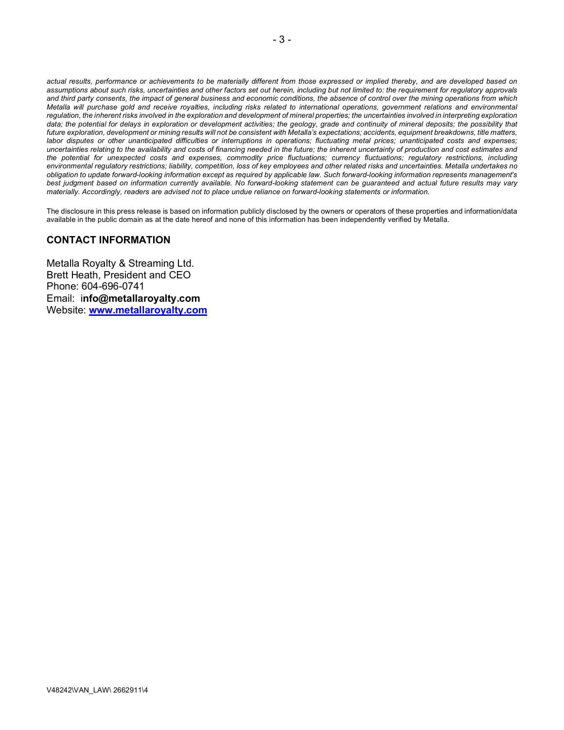*actual results, performance or achievements to be materially different from those expressed or implied thereby, and are developed based on assumptions about such risks, uncertainties and other factors set out herein, including but not limited to: the requirement for regulatory approvals and third party consents, the impact of general business and economic conditions, the absence of control over the mining operations from which Metalla will purchase gold and receive royalties, including risks related to international operations, government relations and environmental regulation, the inherent risks involved in the exploration and development of mineral properties; the uncertainties involved in interpreting exploration data; the potential for delays in exploration or development activities; the geology, grade and continuity of mineral deposits; the possibility that future exploration, development or mining results will not be consistent with Metalla's expectations; accidents, equipment breakdowns, title matters, labor disputes or other unanticipated difficulties or interruptions in operations; fluctuating metal prices; unanticipated costs and expenses; uncertainties relating to the availability and costs of financing needed in the future; the inherent uncertainty of production and cost estimates and the potential for unexpected costs and expenses, commodity price fluctuations; currency fluctuations; regulatory restrictions, including environmental regulatory restrictions; liability, competition, loss of key employees and other related risks and uncertainties. Metalla undertakes no obligation to update forward-looking information except as required by applicable law. Such forward-looking information represents management's best judgment based on information currently available. No forward-looking statement can be guaranteed and actual future results may vary materially. Accordingly, readers are advised not to place undue reliance on forward-looking statements or information.*

The disclosure in this press release is based on information publicly disclosed by the owners or operators of these properties and information/data available in the public domain as at the date hereof and none of this information has been independently verified by Metalla.

## CONTACT INFORMATION

Metalla Royalty & Streaming Ltd.
Brett Heath, President and CEO
Phone: 604-696-0741
Email: **info@metallaroyalty.com**
Website: **www.metallaroyalty.com**

V48242\VAN_LAW\ 2662911\4